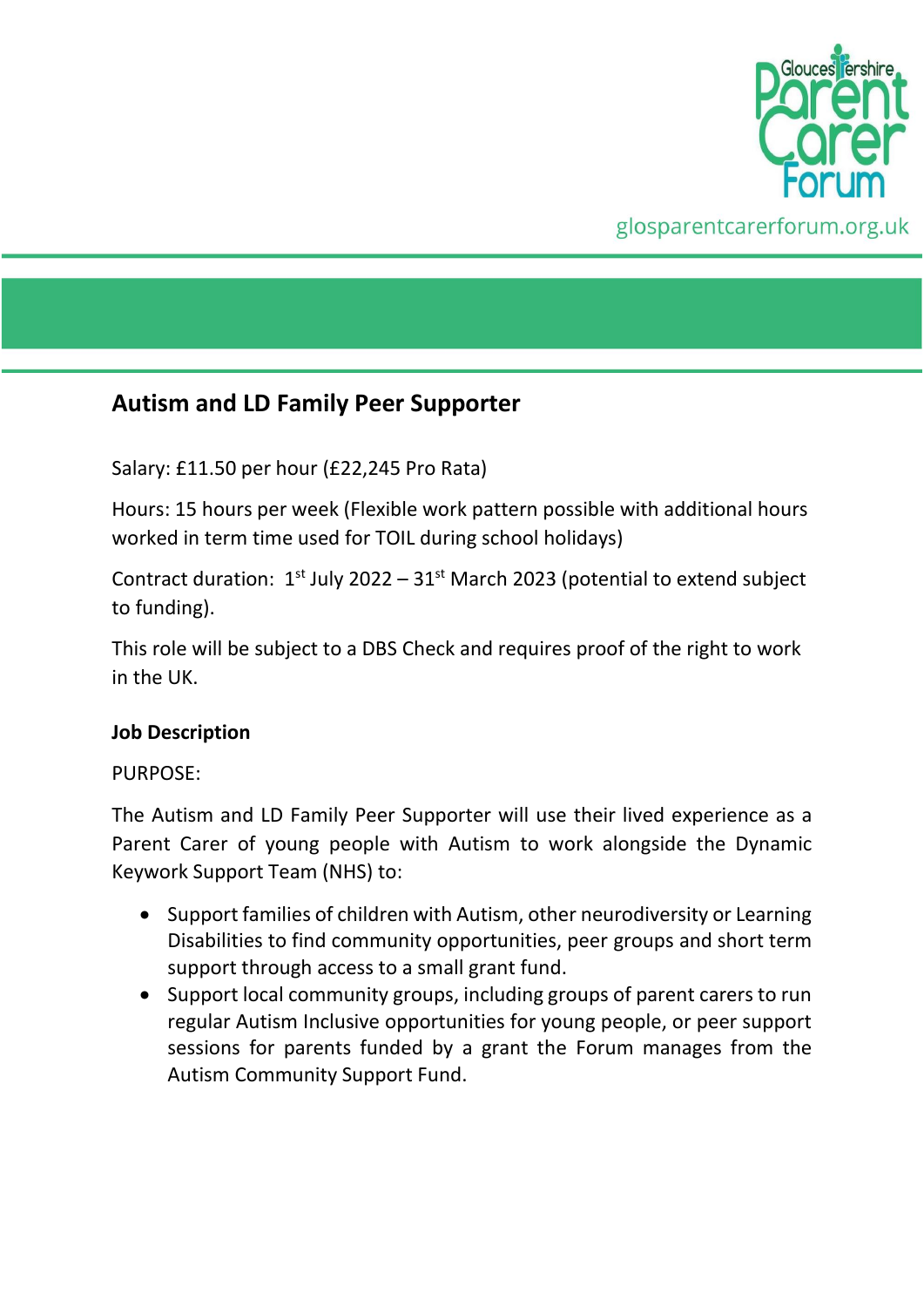Gloucestershire Parent Carer Forum

glosparentcarerforum.org.uk

## Autism and LD Family Peer Supporter

Salary: £11.50 per hour (£22,245 Pro Rata)

Hours: 15 hours per week (Flexible work pattern possible with additional hours worked in term time used for TOIL during school holidays)

Contract duration: 1st July 2022 – 31st March 2023 (potential to extend subject to funding).

This role will be subject to a DBS Check and requires proof of the right to work in the UK.

### Job Description

PURPOSE:

The Autism and LD Family Peer Supporter will use their lived experience as a Parent Carer of young people with Autism to work alongside the Dynamic Keywork Support Team (NHS) to:

- Support families of children with Autism, other neurodiversity or Learning Disabilities to find community opportunities, peer groups and short term support through access to a small grant fund.
- Support local community groups, including groups of parent carers to run regular Autism Inclusive opportunities for young people, or peer support sessions for parents funded by a grant the Forum manages from the Autism Community Support Fund.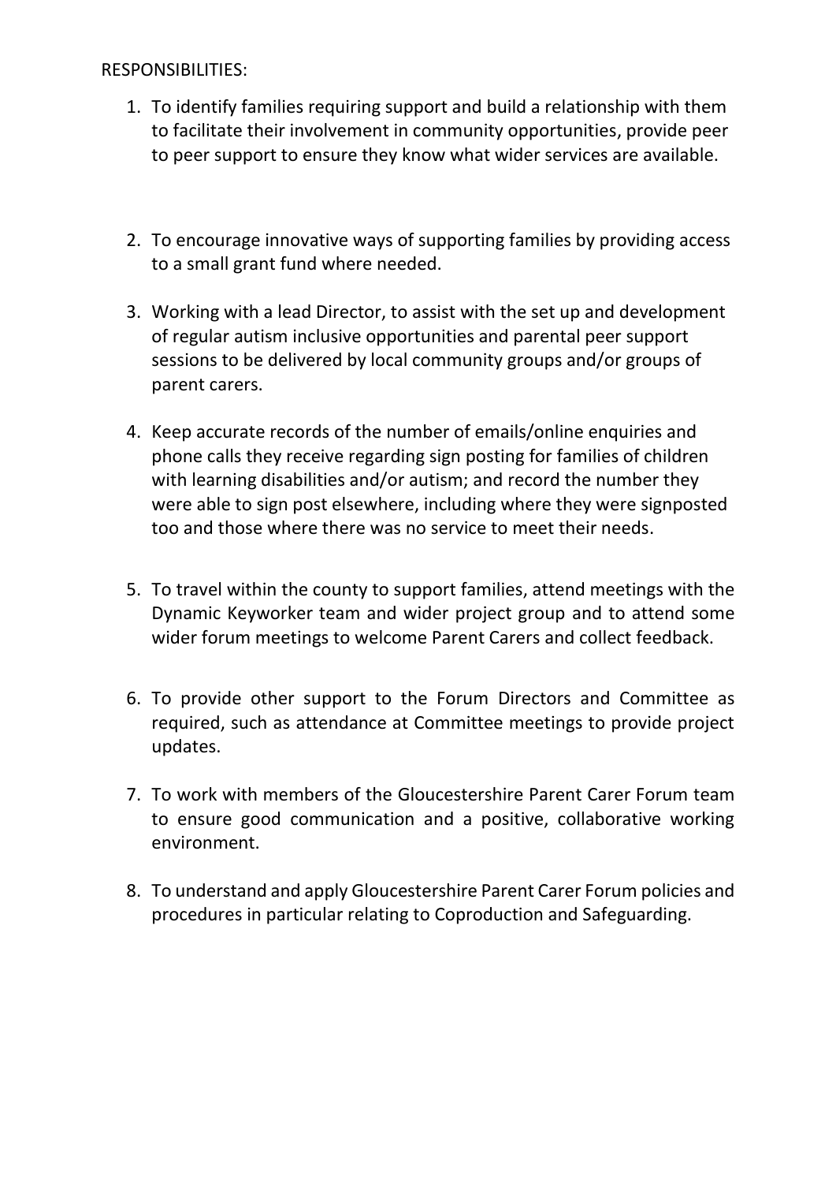RESPONSIBILITIES:

1. To identify families requiring support and build a relationship with them to facilitate their involvement in community opportunities, provide peer to peer support to ensure they know what wider services are available.

2. To encourage innovative ways of supporting families by providing access to a small grant fund where needed.

3. Working with a lead Director, to assist with the set up and development of regular autism inclusive opportunities and parental peer support sessions to be delivered by local community groups and/or groups of parent carers.

4. Keep accurate records of the number of emails/online enquiries and phone calls they receive regarding sign posting for families of children with learning disabilities and/or autism; and record the number they were able to sign post elsewhere, including where they were signposted too and those where there was no service to meet their needs.

5. To travel within the county to support families, attend meetings with the Dynamic Keyworker team and wider project group and to attend some wider forum meetings to welcome Parent Carers and collect feedback.

6. To provide other support to the Forum Directors and Committee as required, such as attendance at Committee meetings to provide project updates.

7. To work with members of the Gloucestershire Parent Carer Forum team to ensure good communication and a positive, collaborative working environment.

8. To understand and apply Gloucestershire Parent Carer Forum policies and procedures in particular relating to Coproduction and Safeguarding.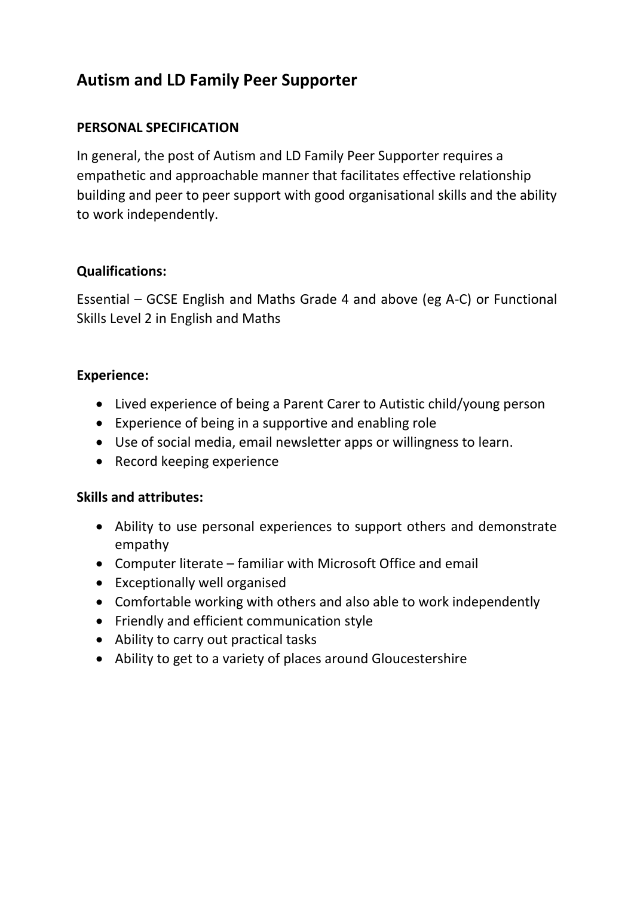# Autism and LD Family Peer Supporter

**PERSONAL SPECIFICATION**

In general, the post of Autism and LD Family Peer Supporter requires a empathetic and approachable manner that facilitates effective relationship building and peer to peer support with good organisational skills and the ability to work independently.

**Qualifications:**

Essential – GCSE English and Maths Grade 4 and above (eg A-C) or Functional Skills Level 2 in English and Maths

**Experience:**

- Lived experience of being a Parent Carer to Autistic child/young person
- Experience of being in a supportive and enabling role
- Use of social media, email newsletter apps or willingness to learn.
- Record keeping experience

**Skills and attributes:**

- Ability to use personal experiences to support others and demonstrate empathy
- Computer literate – familiar with Microsoft Office and email
- Exceptionally well organised
- Comfortable working with others and also able to work independently
- Friendly and efficient communication style
- Ability to carry out practical tasks
- Ability to get to a variety of places around Gloucestershire